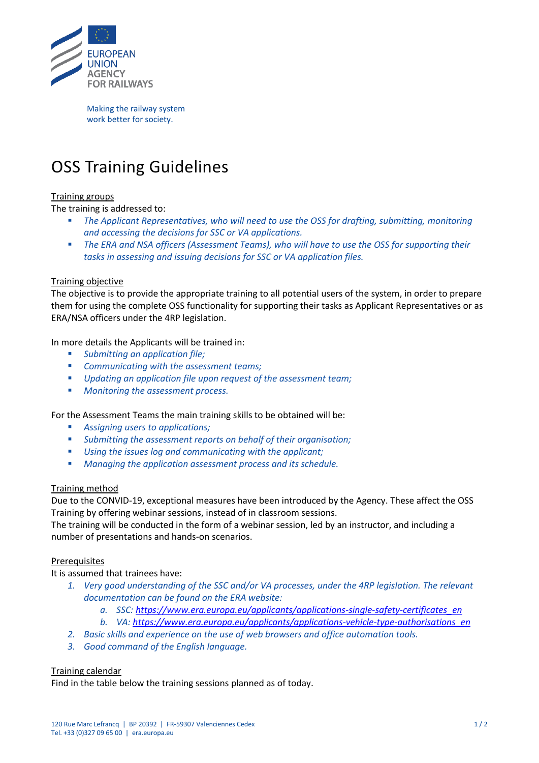EUROPEAN UNION AGENCY FOR RAILWAYS

Making the railway system work better for society.

# OSS Training Guidelines

## Training groups

The training is addressed to:

- *The Applicant Representatives, who will need to use the OSS for drafting, submitting, monitoring and accessing the decisions for SSC or VA applications.*
- *The ERA and NSA officers (Assessment Teams), who will have to use the OSS for supporting their tasks in assessing and issuing decisions for SSC or VA application files.*

## Training objective

The objective is to provide the appropriate training to all potential users of the system, in order to prepare them for using the complete OSS functionality for supporting their tasks as Applicant Representatives or as ERA/NSA officers under the 4RP legislation.

In more details the Applicants will be trained in:

- *Submitting an application file;*
- *Communicating with the assessment teams;*
- *Updating an application file upon request of the assessment team;*
- *Monitoring the assessment process.*

For the Assessment Teams the main training skills to be obtained will be:

- *Assigning users to applications;*
- *Submitting the assessment reports on behalf of their organisation;*
- *Using the issues log and communicating with the applicant;*
- *Managing the application assessment process and its schedule.*

## Training method

Due to the CONVID-19, exceptional measures have been introduced by the Agency. These affect the OSS Training by offering webinar sessions, instead of in classroom sessions.

The training will be conducted in the form of a webinar session, led by an instructor, and including a number of presentations and hands-on scenarios.

## Prerequisites

It is assumed that trainees have:

1. *Very good understanding of the SSC and/or VA processes, under the 4RP legislation. The relevant documentation can be found on the ERA website:*
    a. *SSC: https://www.era.europa.eu/applicants/applications-single-safety-certificates_en*
    b. *VA: https://www.era.europa.eu/applicants/applications-vehicle-type-authorisations_en*
2. *Basic skills and experience on the use of web browsers and office automation tools.*
3. *Good command of the English language.*

## Training calendar

Find in the table below the training sessions planned as of today.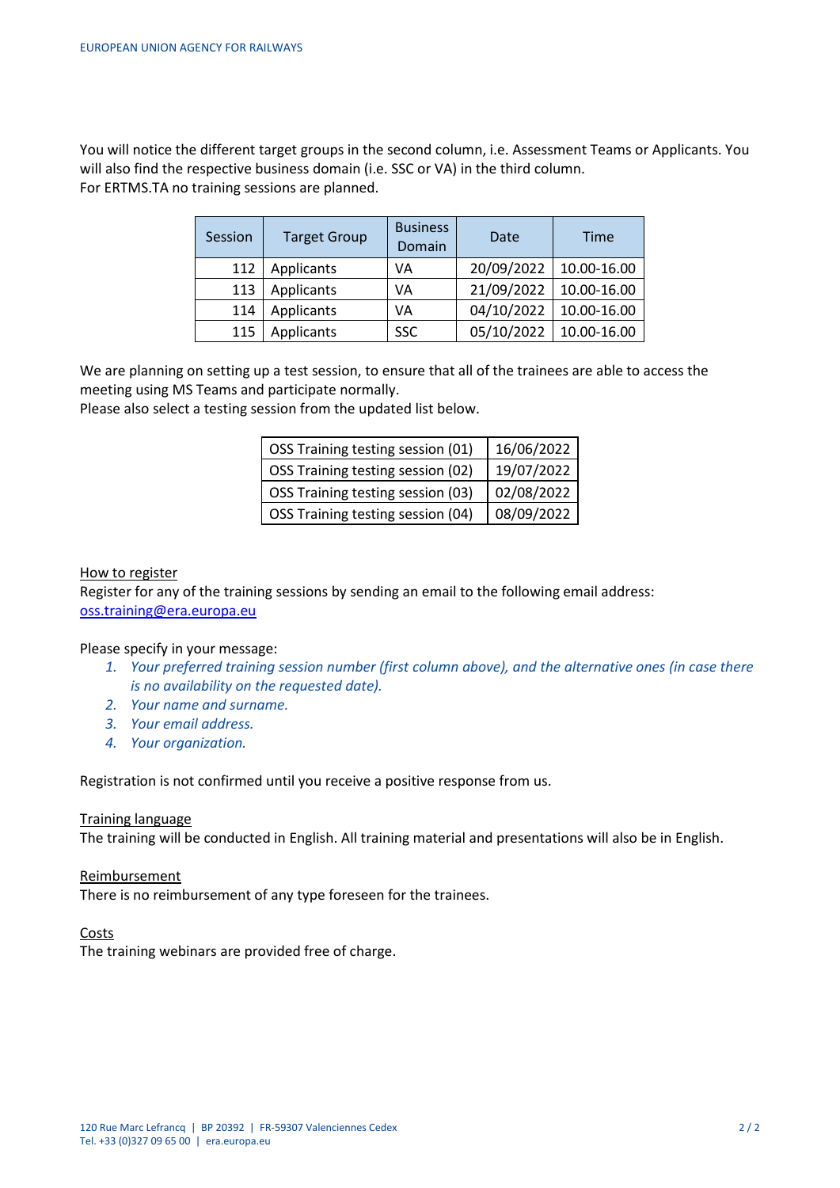You will notice the different target groups in the second column, i.e. Assessment Teams or Applicants. You will also find the respective business domain (i.e. SSC or VA) in the third column.
For ERTMS.TA no training sessions are planned.

| Session | Target Group | Business Domain | Date | Time |
|---|---|---|---|---|
| 112 | Applicants | VA | 20/09/2022 | 10.00-16.00 |
| 113 | Applicants | VA | 21/09/2022 | 10.00-16.00 |
| 114 | Applicants | VA | 04/10/2022 | 10.00-16.00 |
| 115 | Applicants | SSC | 05/10/2022 | 10.00-16.00 |

We are planning on setting up a test session, to ensure that all of the trainees are able to access the meeting using MS Teams and participate normally.
Please also select a testing session from the updated list below.

| | |
|---|---|
| OSS Training testing session (01) | 16/06/2022 |
| OSS Training testing session (02) | 19/07/2022 |
| OSS Training testing session (03) | 02/08/2022 |
| OSS Training testing session (04) | 08/09/2022 |

<u>How to register</u>
Register for any of the training sessions by sending an email to the following email address: oss.training@era.europa.eu

Please specify in your message:

1. *Your preferred training session number (first column above), and the alternative ones (in case there is no availability on the requested date).*
2. *Your name and surname.*
3. *Your email address.*
4. *Your organization.*

Registration is not confirmed until you receive a positive response from us.

<u>Training language</u>
The training will be conducted in English. All training material and presentations will also be in English.

<u>Reimbursement</u>
There is no reimbursement of any type foreseen for the trainees.

<u>Costs</u>
The training webinars are provided free of charge.